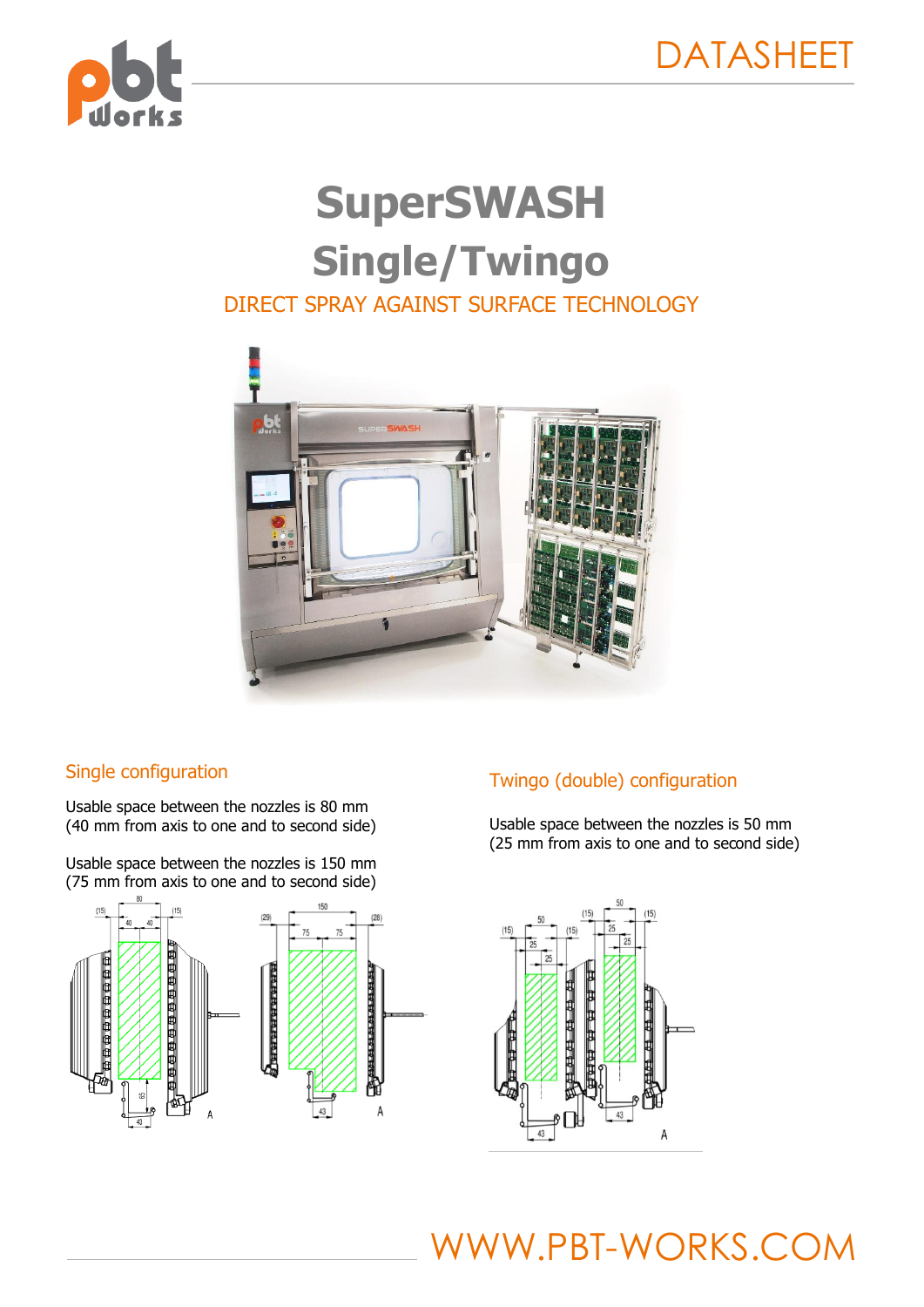DATASHEET

# SuperSWASH

# Single/Twingo

DIRECT SPRAY AGAINST SURFACE TECHNOLOGY

## Single configuration

Usable space between the nozzles is 80 mm
(40 mm from axis to one and to second side)

Usable space between the nozzles is 150 mm
(75 mm from axis to one and to second side)

## Twingo (double) configuration

Usable space between the nozzles is 50 mm
(25 mm from axis to one and to second side)

WWW.PBT-WORKS.COM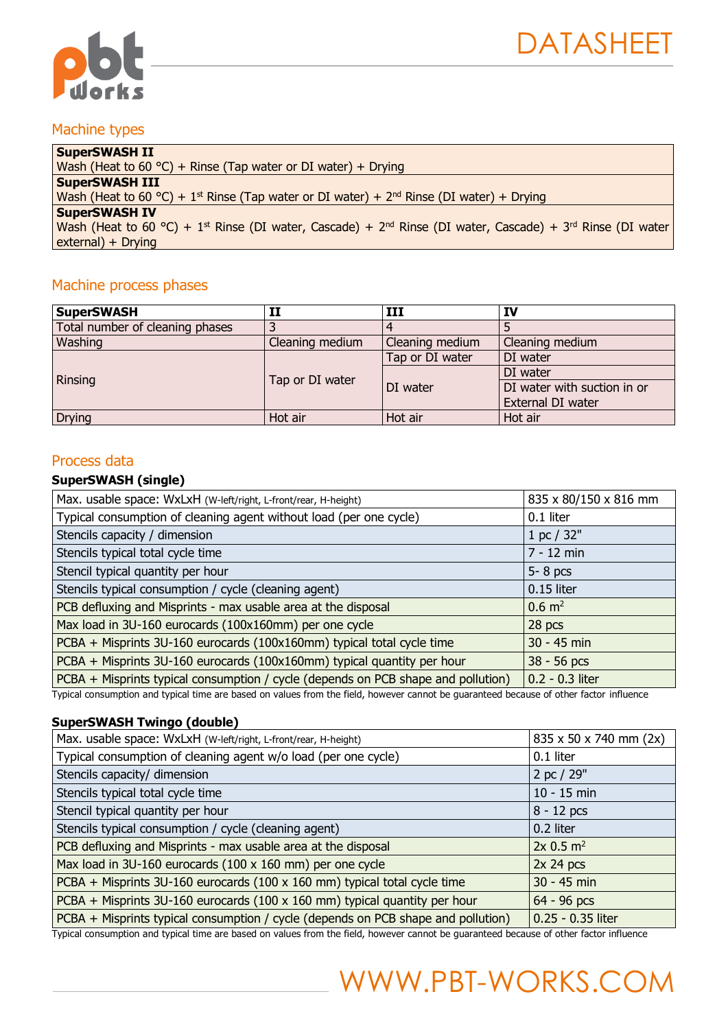## Machine types

| |
|---|
| **SuperSWASH II** |
| Wash (Heat to 60 °C) + Rinse (Tap water or DI water) + Drying |
| **SuperSWASH III** |
| Wash (Heat to 60 °C) + 1st Rinse (Tap water or DI water) + 2nd Rinse (DI water) + Drying |
| **SuperSWASH IV** |
| Wash (Heat to 60 °C) + 1st Rinse (DI water, Cascade) + 2nd Rinse (DI water, Cascade) + 3rd Rinse (DI water external) + Drying |

## Machine process phases

| **SuperSWASH** | **II** | **III** | **IV** |
|---|---|---|---|
| Total number of cleaning phases | 3 | 4 | 5 |
| Washing | Cleaning medium | Cleaning medium | Cleaning medium |
| Rinsing | Tap or DI water | Tap or DI water | DI water |
| | | DI water | DI water |
| | | | DI water with suction in or External DI water |
| Drying | Hot air | Hot air | Hot air |

## Process data

**SuperSWASH (single)**

| | |
|---|---|
| Max. usable space: WxLxH (W-left/right, L-front/rear, H-height) | 835 x 80/150 x 816 mm |
| Typical consumption of cleaning agent without load (per one cycle) | 0.1 liter |
| Stencils capacity / dimension | 1 pc / 32" |
| Stencils typical total cycle time | 7 - 12 min |
| Stencil typical quantity per hour | 5- 8 pcs |
| Stencils typical consumption / cycle (cleaning agent) | 0.15 liter |
| PCB defluxing and Misprints - max usable area at the disposal | 0.6 $m^2$ |
| Max load in 3U-160 eurocards (100x160mm) per one cycle | 28 pcs |
| PCBA + Misprints 3U-160 eurocards (100x160mm) typical total cycle time | 30 - 45 min |
| PCBA + Misprints 3U-160 eurocards (100x160mm) typical quantity per hour | 38 - 56 pcs |
| PCBA + Misprints typical consumption / cycle (depends on PCB shape and pollution) | 0.2 - 0.3 liter |

Typical consumption and typical time are based on values from the field, however cannot be guaranteed because of other factor influence

**SuperSWASH Twingo (double)**

| | |
|---|---|
| Max. usable space: WxLxH (W-left/right, L-front/rear, H-height) | 835 x 50 x 740 mm (2x) |
| Typical consumption of cleaning agent w/o load (per one cycle) | 0.1 liter |
| Stencils capacity/ dimension | 2 pc / 29" |
| Stencils typical total cycle time | 10 - 15 min |
| Stencil typical quantity per hour | 8 - 12 pcs |
| Stencils typical consumption / cycle (cleaning agent) | 0.2 liter |
| PCB defluxing and Misprints - max usable area at the disposal | 2x 0.5 $m^2$ |
| Max load in 3U-160 eurocards (100 x 160 mm) per one cycle | 2x 24 pcs |
| PCBA + Misprints 3U-160 eurocards (100 x 160 mm) typical total cycle time | 30 - 45 min |
| PCBA + Misprints 3U-160 eurocards (100 x 160 mm) typical quantity per hour | 64 - 96 pcs |
| PCBA + Misprints typical consumption / cycle (depends on PCB shape and pollution) | 0.25 - 0.35 liter |

Typical consumption and typical time are based on values from the field, however cannot be guaranteed because of other factor influence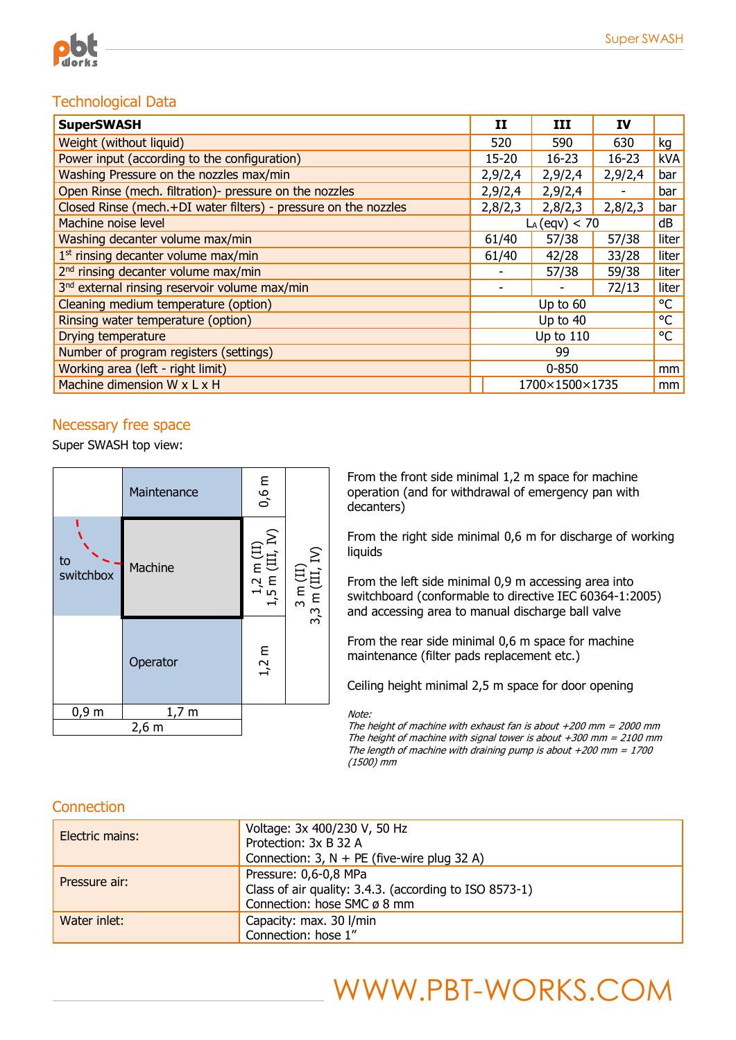## Technological Data

| SuperSWASH | II | III | IV | |
|---|---|---|---|---|
| Weight (without liquid) | 520 | 590 | 630 | kg |
| Power input (according to the configuration) | 15-20 | 16-23 | 16-23 | kVA |
| Washing Pressure on the nozzles max/min | 2,9/2,4 | 2,9/2,4 | 2,9/2,4 | bar |
| Open Rinse (mech. filtration)- pressure on the nozzles | 2,9/2,4 | 2,9/2,4 | - | bar |
| Closed Rinse (mech.+DI water filters) - pressure on the nozzles | 2,8/2,3 | 2,8/2,3 | 2,8/2,3 | bar |
| Machine noise level | $L_A$ (eqv) < 70 | | | dB |
| Washing decanter volume max/min | 61/40 | 57/38 | 57/38 | liter |
| 1st rinsing decanter volume max/min | 61/40 | 42/28 | 33/28 | liter |
| 2nd rinsing decanter volume max/min | - | 57/38 | 59/38 | liter |
| 3rd external rinsing reservoir volume max/min | - | - | 72/13 | liter |
| Cleaning medium temperature (option) | Up to 60 | | | °C |
| Rinsing water temperature (option) | Up to 40 | | | °C |
| Drying temperature | Up to 110 | | | °C |
| Number of program registers (settings) | 99 | | | |
| Working area (left - right limit) | 0-850 | | | mm |
| Machine dimension W x L x H | 1700×1500×1735 | | | mm |

## Necessary free space

Super SWASH top view:

| | Maintenance | 0,6 m | 3 m (II) 3,3 m (III, IV) |
|---|---|---|---|
| to switchbox | Machine | 1,2 m (II) 1,5 m (III, IV) | |
| | Operator | 1,2 m | |
| 0,9 m | 1,7 m | | |
| 2,6 m | | | |

From the front side minimal 1,2 m space for machine operation (and for withdrawal of emergency pan with decanters)

From the right side minimal 0,6 m for discharge of working liquids

From the left side minimal 0,9 m accessing area into switchboard (conformable to directive IEC 60364-1:2005) and accessing area to manual discharge ball valve

From the rear side minimal 0,6 m space for machine maintenance (filter pads replacement etc.)

Ceiling height minimal 2,5 m space for door opening

*Note:*
*The height of machine with exhaust fan is about +200 mm = 2000 mm*
*The height of machine with signal tower is about +300 mm = 2100 mm*
*The length of machine with draining pump is about +200 mm = 1700 (1500) mm*

## Connection

| | |
|---|---|
| Electric mains: | Voltage: 3x 400/230 V, 50 Hz<br>Protection: 3x B 32 A<br>Connection: 3, N + PE (five-wire plug 32 A) |
| Pressure air: | Pressure: 0,6-0,8 MPa<br>Class of air quality: 3.4.3. (according to ISO 8573-1)<br>Connection: hose SMC ø 8 mm |
| Water inlet: | Capacity: max. 30 l/min<br>Connection: hose 1" |

WWW.PBT-WORKS.COM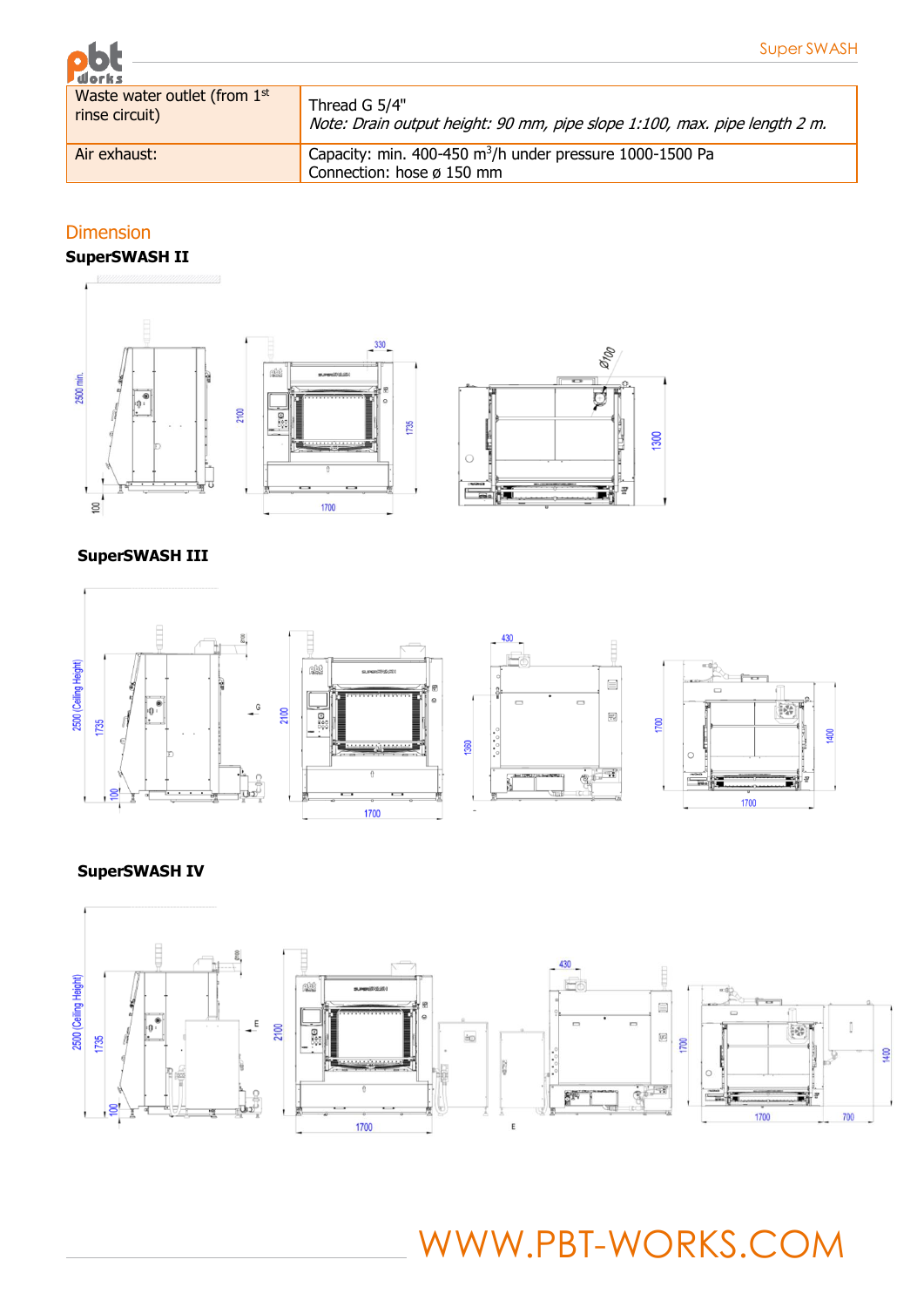| | |
|---|---|
| Waste water outlet (from 1st rinse circuit) | Thread G 5/4"<br>*Note: Drain output height: 90 mm, pipe slope 1:100, max. pipe length 2 m.* |
| Air exhaust: | Capacity: min. 400-450 m$^3$/h under pressure 1000-1500 Pa<br>Connection: hose ø 150 mm |

## Dimension

**SuperSWASH II**

2500 min.
100
2100
330
1735
1700
Ø100
1300

**SuperSWASH III**

2500 (Ceiling Height)
1735
100
G
2100
1700
430
1360
1700
1400
1700

**SuperSWASH IV**

2500 (Ceiling Height)
1735
100
E
2100
1700
E
430
1700
1400
1700
700

WWW.PBT-WORKS.COM